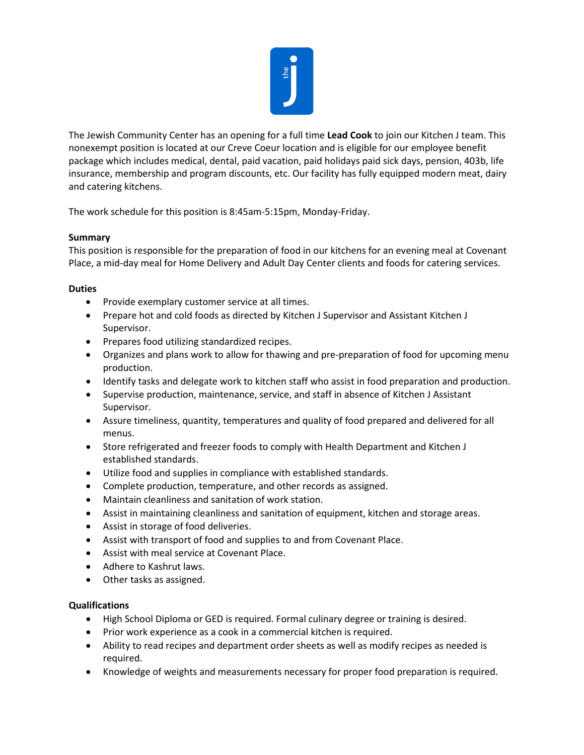The Jewish Community Center has an opening for a full time **Lead Cook** to join our Kitchen J team. This nonexempt position is located at our Creve Coeur location and is eligible for our employee benefit package which includes medical, dental, paid vacation, paid holidays paid sick days, pension, 403b, life insurance, membership and program discounts, etc. Our facility has fully equipped modern meat, dairy and catering kitchens.

The work schedule for this position is 8:45am-5:15pm, Monday-Friday.

**Summary**

This position is responsible for the preparation of food in our kitchens for an evening meal at Covenant Place, a mid-day meal for Home Delivery and Adult Day Center clients and foods for catering services.

**Duties**

- Provide exemplary customer service at all times.
- Prepare hot and cold foods as directed by Kitchen J Supervisor and Assistant Kitchen J Supervisor.
- Prepares food utilizing standardized recipes.
- Organizes and plans work to allow for thawing and pre-preparation of food for upcoming menu production.
- Identify tasks and delegate work to kitchen staff who assist in food preparation and production.
- Supervise production, maintenance, service, and staff in absence of Kitchen J Assistant Supervisor.
- Assure timeliness, quantity, temperatures and quality of food prepared and delivered for all menus.
- Store refrigerated and freezer foods to comply with Health Department and Kitchen J established standards.
- Utilize food and supplies in compliance with established standards.
- Complete production, temperature, and other records as assigned.
- Maintain cleanliness and sanitation of work station.
- Assist in maintaining cleanliness and sanitation of equipment, kitchen and storage areas.
- Assist in storage of food deliveries.
- Assist with transport of food and supplies to and from Covenant Place.
- Assist with meal service at Covenant Place.
- Adhere to Kashrut laws.
- Other tasks as assigned.

**Qualifications**

- High School Diploma or GED is required. Formal culinary degree or training is desired.
- Prior work experience as a cook in a commercial kitchen is required.
- Ability to read recipes and department order sheets as well as modify recipes as needed is required.
- Knowledge of weights and measurements necessary for proper food preparation is required.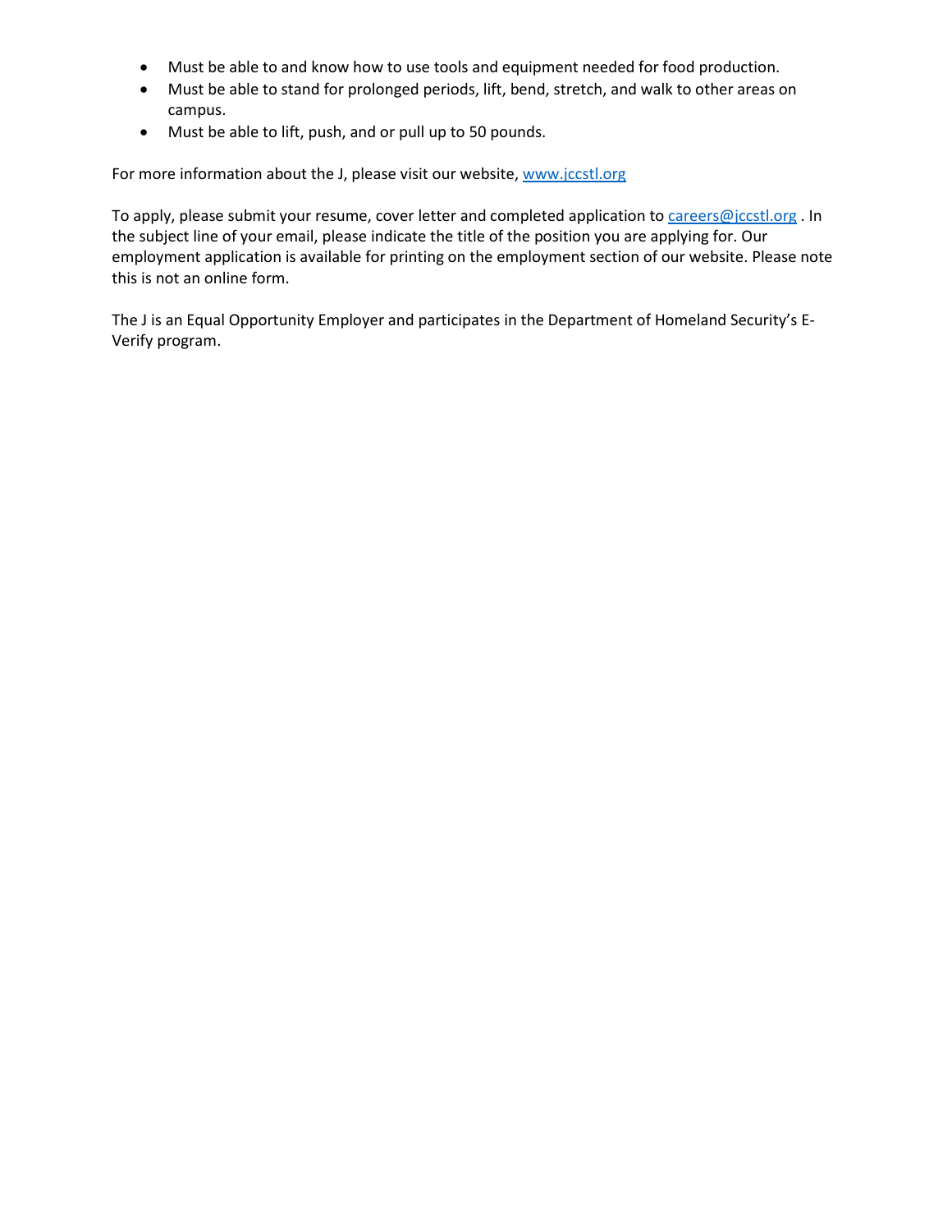- Must be able to and know how to use tools and equipment needed for food production.
- Must be able to stand for prolonged periods, lift, bend, stretch, and walk to other areas on campus.
- Must be able to lift, push, and or pull up to 50 pounds.

For more information about the J, please visit our website, [www.jccstl.org](http://www.jccstl.org)

To apply, please submit your resume, cover letter and completed application to [careers@jccstl.org](mailto:careers@jccstl.org) . In the subject line of your email, please indicate the title of the position you are applying for. Our employment application is available for printing on the employment section of our website. Please note this is not an online form.

The J is an Equal Opportunity Employer and participates in the Department of Homeland Security's E-Verify program.